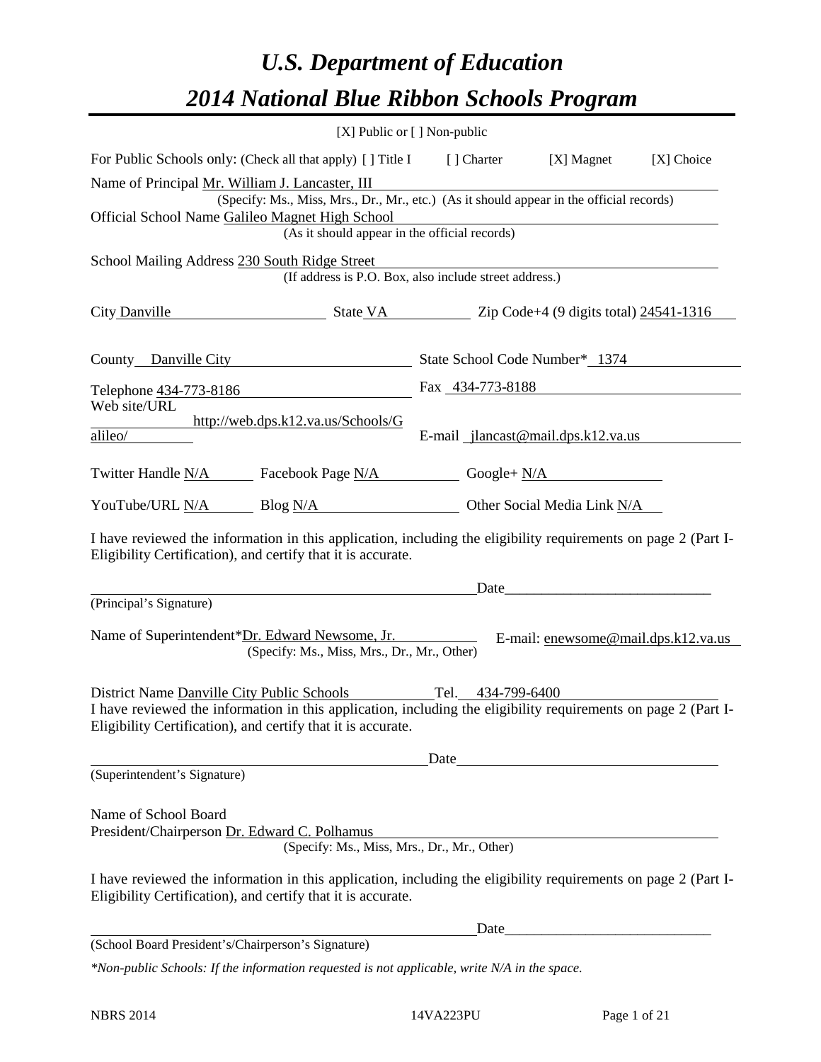# *U.S. Department of Education*

# *2014 National Blue Ribbon Schools Program*

[X] Public or [ ] Non-public

For Public Schools only: (Check all that apply) [ ] Title I [ ] Charter [X] Magnet [X] Choice

Name of Principal Mr. William J. Lancaster, III
(Specify: Ms., Miss, Mrs., Dr., Mr., etc.) (As it should appear in the official records)

Official School Name Galileo Magnet High School
(As it should appear in the official records)

School Mailing Address 230 South Ridge Street
(If address is P.O. Box, also include street address.)

City Danville State VA Zip Code+4 (9 digits total) 24541-1316

County Danville City State School Code Number* 1374

Telephone 434-773-8186 Fax 434-773-8188

Web site/URL http://web.dps.k12.va.us/Schools/Galileo/ E-mail jlancast@mail.dps.k12.va.us

Twitter Handle N/A Facebook Page N/A Google+ N/A

YouTube/URL N/A Blog N/A Other Social Media Link N/A

I have reviewed the information in this application, including the eligibility requirements on page 2 (Part I-Eligibility Certification), and certify that it is accurate.

_______________________________________ Date_______________________

(Principal's Signature)

Name of Superintendent*Dr. Edward Newsome, Jr. E-mail: enewsome@mail.dps.k12.va.us
(Specify: Ms., Miss, Mrs., Dr., Mr., Other)

District Name Danville City Public Schools Tel. 434-799-6400

I have reviewed the information in this application, including the eligibility requirements on page 2 (Part I-Eligibility Certification), and certify that it is accurate.

_______________________________________ Date_______________________

(Superintendent's Signature)

Name of School Board
President/Chairperson Dr. Edward C. Polhamus
(Specify: Ms., Miss, Mrs., Dr., Mr., Other)

I have reviewed the information in this application, including the eligibility requirements on page 2 (Part I-Eligibility Certification), and certify that it is accurate.

_______________________________________ Date_______________________

(School Board President's/Chairperson's Signature)

*\*Non-public Schools: If the information requested is not applicable, write N/A in the space.*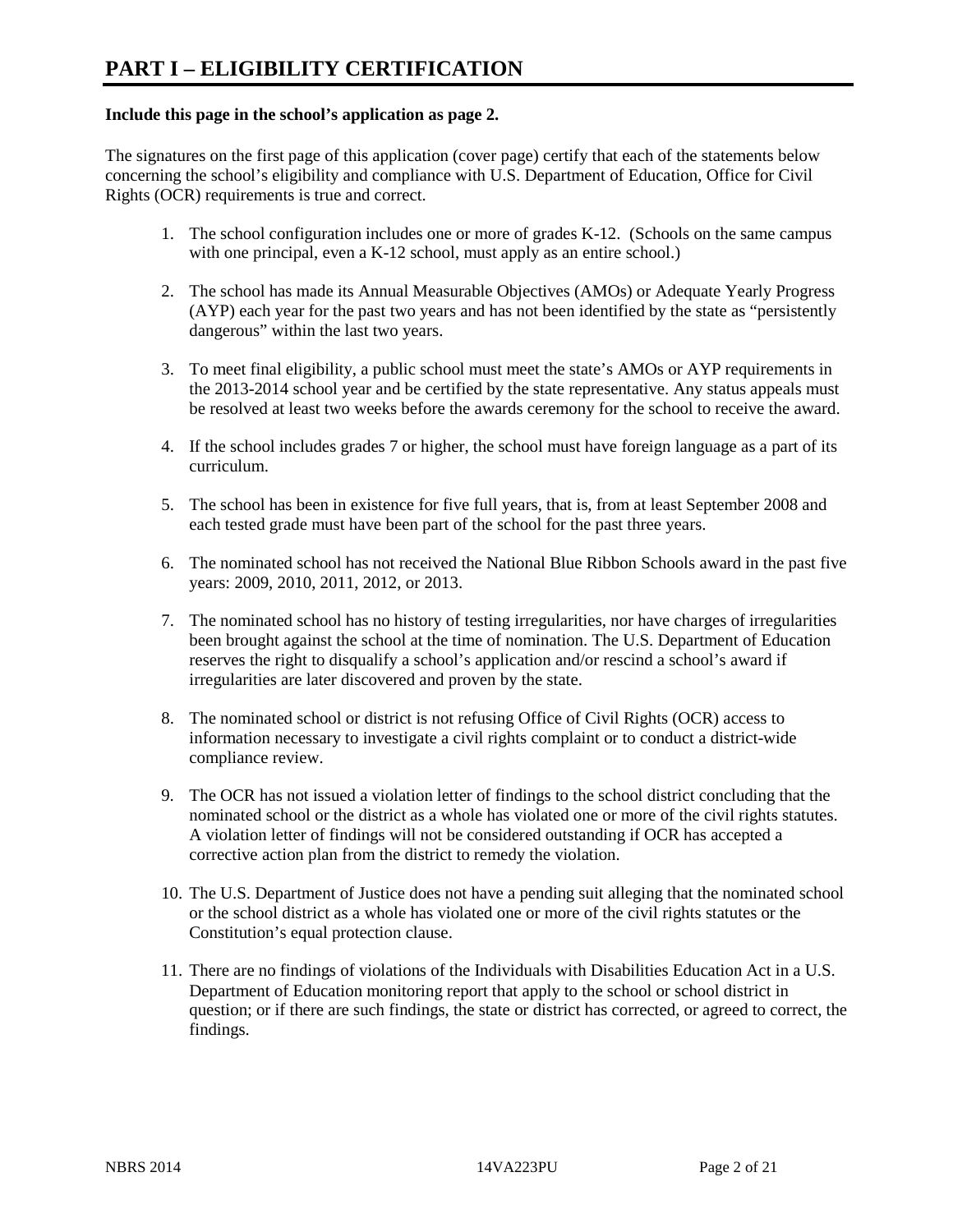# PART I – ELIGIBILITY CERTIFICATION

**Include this page in the school's application as page 2.**

The signatures on the first page of this application (cover page) certify that each of the statements below concerning the school's eligibility and compliance with U.S. Department of Education, Office for Civil Rights (OCR) requirements is true and correct.

1. The school configuration includes one or more of grades K-12. (Schools on the same campus with one principal, even a K-12 school, must apply as an entire school.)

2. The school has made its Annual Measurable Objectives (AMOs) or Adequate Yearly Progress (AYP) each year for the past two years and has not been identified by the state as "persistently dangerous" within the last two years.

3. To meet final eligibility, a public school must meet the state's AMOs or AYP requirements in the 2013-2014 school year and be certified by the state representative. Any status appeals must be resolved at least two weeks before the awards ceremony for the school to receive the award.

4. If the school includes grades 7 or higher, the school must have foreign language as a part of its curriculum.

5. The school has been in existence for five full years, that is, from at least September 2008 and each tested grade must have been part of the school for the past three years.

6. The nominated school has not received the National Blue Ribbon Schools award in the past five years: 2009, 2010, 2011, 2012, or 2013.

7. The nominated school has no history of testing irregularities, nor have charges of irregularities been brought against the school at the time of nomination. The U.S. Department of Education reserves the right to disqualify a school's application and/or rescind a school's award if irregularities are later discovered and proven by the state.

8. The nominated school or district is not refusing Office of Civil Rights (OCR) access to information necessary to investigate a civil rights complaint or to conduct a district-wide compliance review.

9. The OCR has not issued a violation letter of findings to the school district concluding that the nominated school or the district as a whole has violated one or more of the civil rights statutes. A violation letter of findings will not be considered outstanding if OCR has accepted a corrective action plan from the district to remedy the violation.

10. The U.S. Department of Justice does not have a pending suit alleging that the nominated school or the school district as a whole has violated one or more of the civil rights statutes or the Constitution's equal protection clause.

11. There are no findings of violations of the Individuals with Disabilities Education Act in a U.S. Department of Education monitoring report that apply to the school or school district in question; or if there are such findings, the state or district has corrected, or agreed to correct, the findings.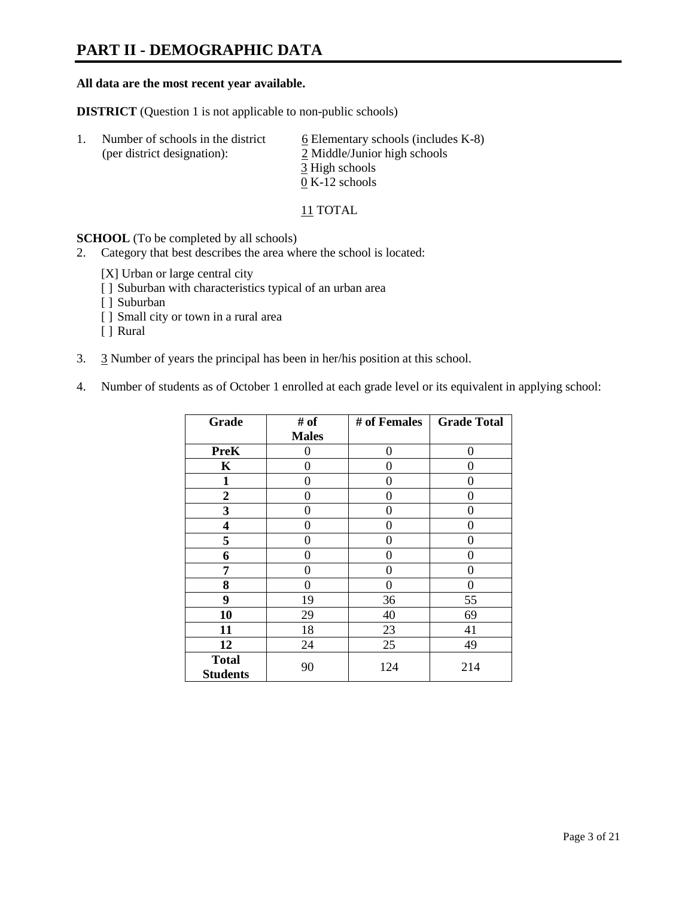# PART II - DEMOGRAPHIC DATA

**All data are the most recent year available.**

**DISTRICT** (Question 1 is not applicable to non-public schools)

1. Number of schools in the district (per district designation):
   6 Elementary schools (includes K-8)
   2 Middle/Junior high schools
   3 High schools
   0 K-12 schools

   11 TOTAL

**SCHOOL** (To be completed by all schools)

2. Category that best describes the area where the school is located:

   [X] Urban or large central city
   [ ] Suburban with characteristics typical of an urban area
   [ ] Suburban
   [ ] Small city or town in a rural area
   [ ] Rural

3. 3 Number of years the principal has been in her/his position at this school.

4. Number of students as of October 1 enrolled at each grade level or its equivalent in applying school:

| Grade | # of Males | # of Females | Grade Total |
|---|---|---|---|
| **PreK** | 0 | 0 | 0 |
| **K** | 0 | 0 | 0 |
| **1** | 0 | 0 | 0 |
| **2** | 0 | 0 | 0 |
| **3** | 0 | 0 | 0 |
| **4** | 0 | 0 | 0 |
| **5** | 0 | 0 | 0 |
| **6** | 0 | 0 | 0 |
| **7** | 0 | 0 | 0 |
| **8** | 0 | 0 | 0 |
| **9** | 19 | 36 | 55 |
| **10** | 29 | 40 | 69 |
| **11** | 18 | 23 | 41 |
| **12** | 24 | 25 | 49 |
| **Total Students** | 90 | 124 | 214 |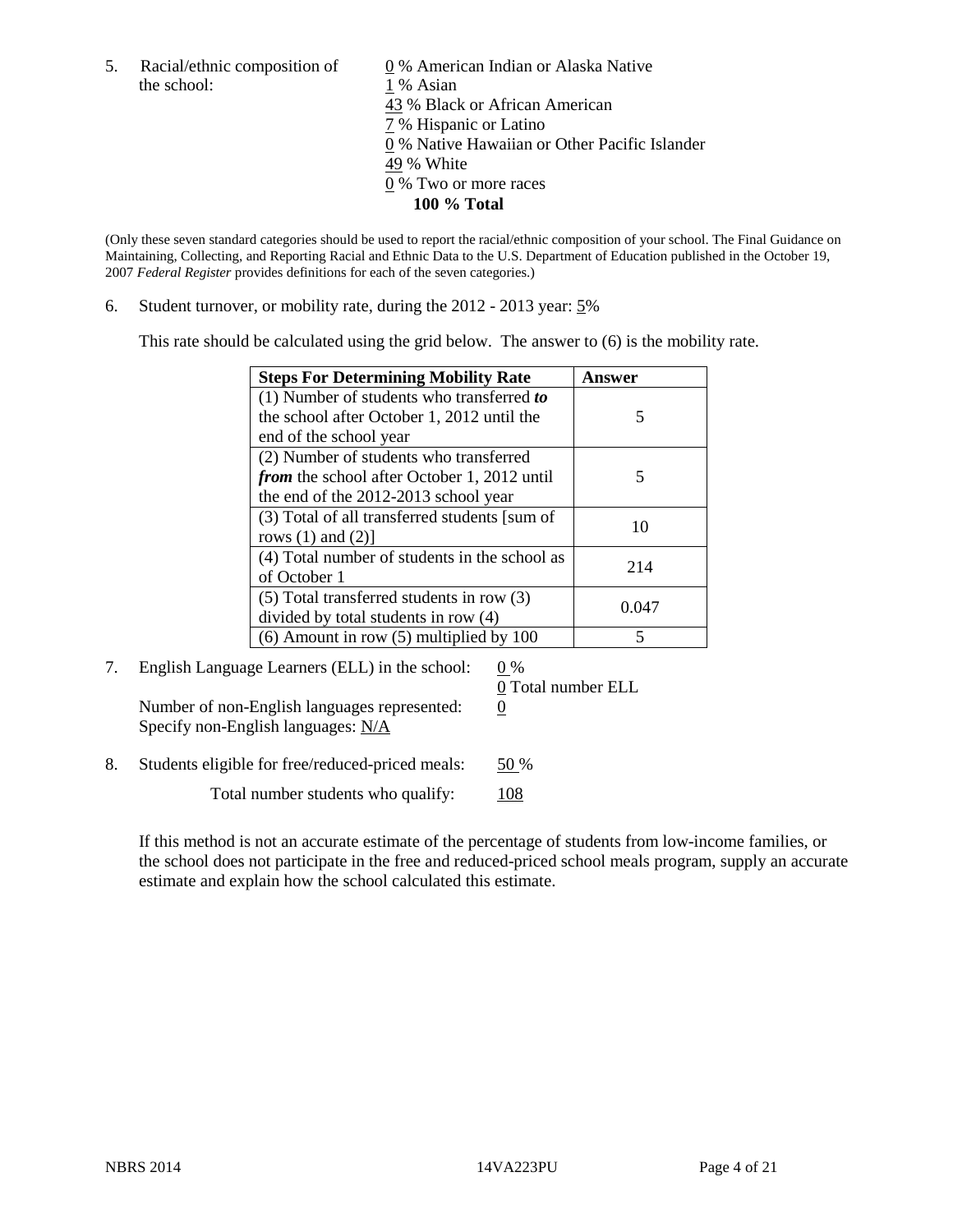5. Racial/ethnic composition of the school:

0 % American Indian or Alaska Native
1 % Asian
43 % Black or African American
7 % Hispanic or Latino
0 % Native Hawaiian or Other Pacific Islander
49 % White
0 % Two or more races
**100 % Total**

(Only these seven standard categories should be used to report the racial/ethnic composition of your school. The Final Guidance on Maintaining, Collecting, and Reporting Racial and Ethnic Data to the U.S. Department of Education published in the October 19, 2007 *Federal Register* provides definitions for each of the seven categories.)

6. Student turnover, or mobility rate, during the 2012 - 2013 year: 5%

This rate should be calculated using the grid below. The answer to (6) is the mobility rate.

| **Steps For Determining Mobility Rate** | **Answer** |
|---|---|
| (1) Number of students who transferred ***to*** the school after October 1, 2012 until the end of the school year | 5 |
| (2) Number of students who transferred ***from*** the school after October 1, 2012 until the end of the 2012-2013 school year | 5 |
| (3) Total of all transferred students [sum of rows (1) and (2)] | 10 |
| (4) Total number of students in the school as of October 1 | 214 |
| (5) Total transferred students in row (3) divided by total students in row (4) | 0.047 |
| (6) Amount in row (5) multiplied by 100 | 5 |

7. English Language Learners (ELL) in the school: 0 %
0 Total number ELL

Number of non-English languages represented: 0
Specify non-English languages: N/A

8. Students eligible for free/reduced-priced meals: 50 %

Total number students who qualify: 108

If this method is not an accurate estimate of the percentage of students from low-income families, or the school does not participate in the free and reduced-priced school meals program, supply an accurate estimate and explain how the school calculated this estimate.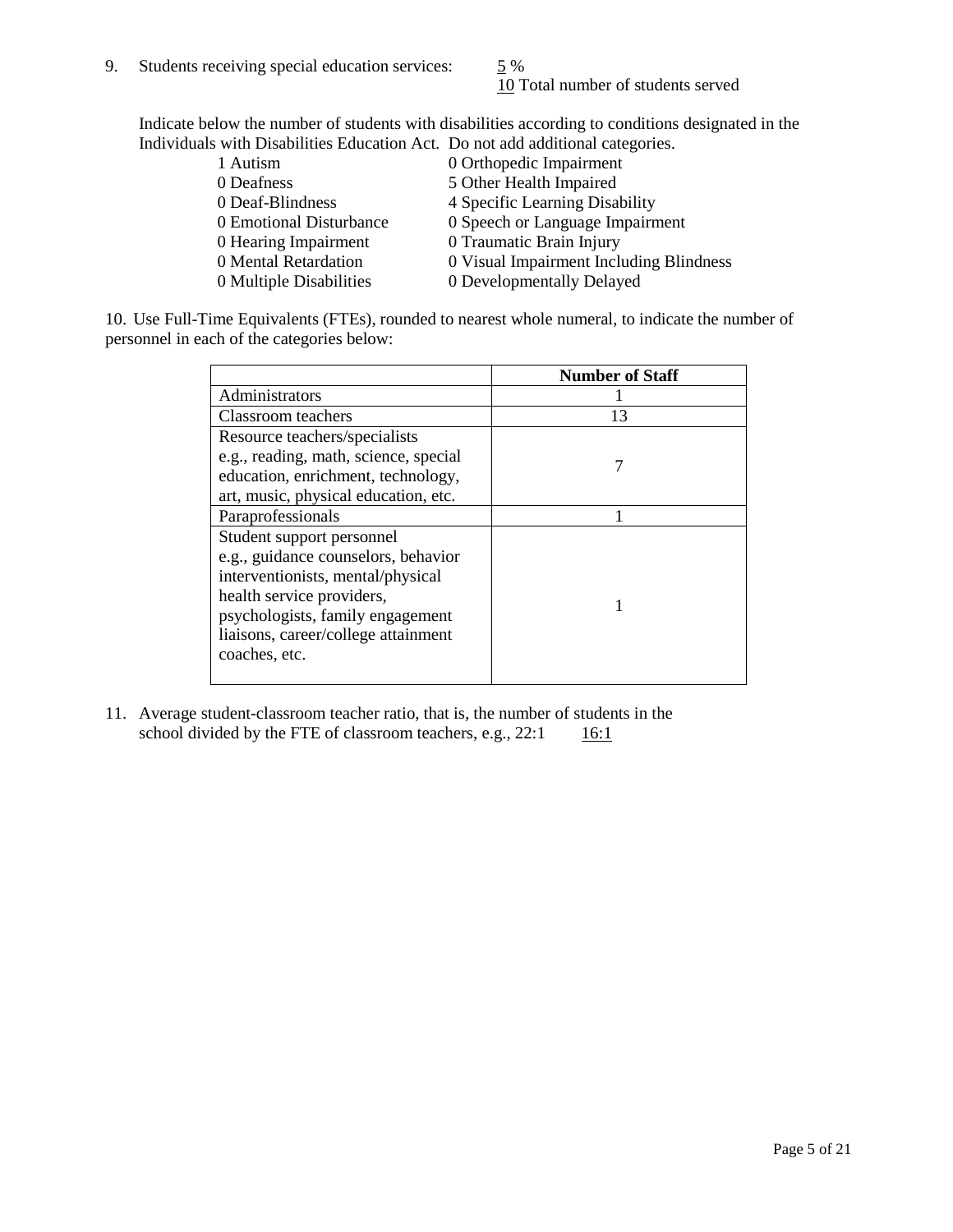9. Students receiving special education services: 5 %
   10 Total number of students served

   Indicate below the number of students with disabilities according to conditions designated in the Individuals with Disabilities Education Act. Do not add additional categories.

   1 Autism
   0 Deafness
   0 Deaf-Blindness
   0 Emotional Disturbance
   0 Hearing Impairment
   0 Mental Retardation
   0 Multiple Disabilities
   0 Orthopedic Impairment
   5 Other Health Impaired
   4 Specific Learning Disability
   0 Speech or Language Impairment
   0 Traumatic Brain Injury
   0 Visual Impairment Including Blindness
   0 Developmentally Delayed

10. Use Full-Time Equivalents (FTEs), rounded to nearest whole numeral, to indicate the number of personnel in each of the categories below:

| | Number of Staff |
|---|---|
| Administrators | 1 |
| Classroom teachers | 13 |
| Resource teachers/specialists e.g., reading, math, science, special education, enrichment, technology, art, music, physical education, etc. | 7 |
| Paraprofessionals | 1 |
| Student support personnel e.g., guidance counselors, behavior interventionists, mental/physical health service providers, psychologists, family engagement liaisons, career/college attainment coaches, etc. | 1 |

11. Average student-classroom teacher ratio, that is, the number of students in the school divided by the FTE of classroom teachers, e.g., 22:1 16:1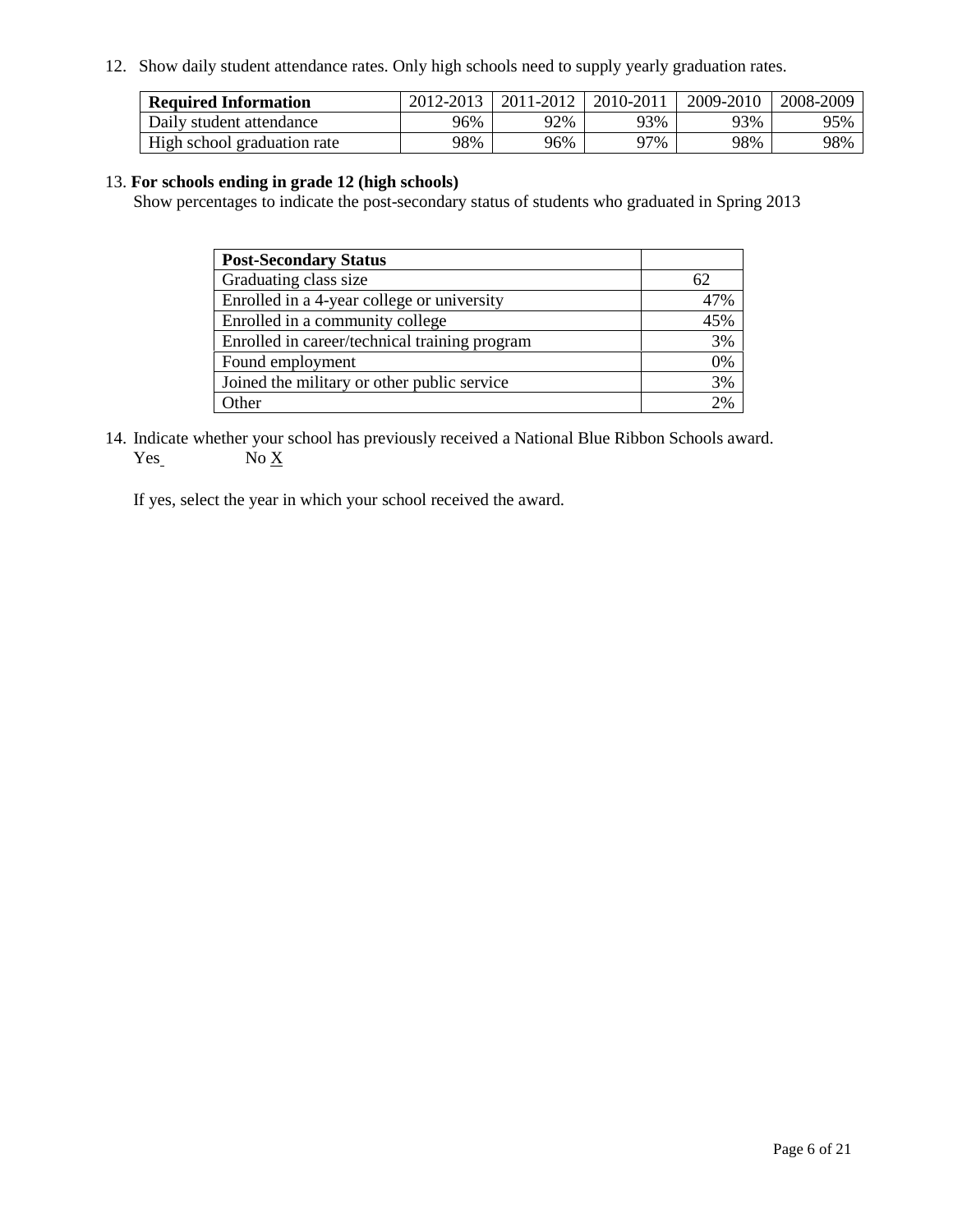12. Show daily student attendance rates. Only high schools need to supply yearly graduation rates.

| **Required Information** | 2012-2013 | 2011-2012 | 2010-2011 | 2009-2010 | 2008-2009 |
|---|---|---|---|---|---|
| Daily student attendance | 96% | 92% | 93% | 93% | 95% |
| High school graduation rate | 98% | 96% | 97% | 98% | 98% |

13. **For schools ending in grade 12 (high schools)**

Show percentages to indicate the post-secondary status of students who graduated in Spring 2013

| **Post-Secondary Status** | |
|---|---|
| Graduating class size | 62 |
| Enrolled in a 4-year college or university | 47% |
| Enrolled in a community college | 45% |
| Enrolled in career/technical training program | 3% |
| Found employment | 0% |
| Joined the military or other public service | 3% |
| Other | 2% |

14. Indicate whether your school has previously received a National Blue Ribbon Schools award.
Yes No X

If yes, select the year in which your school received the award.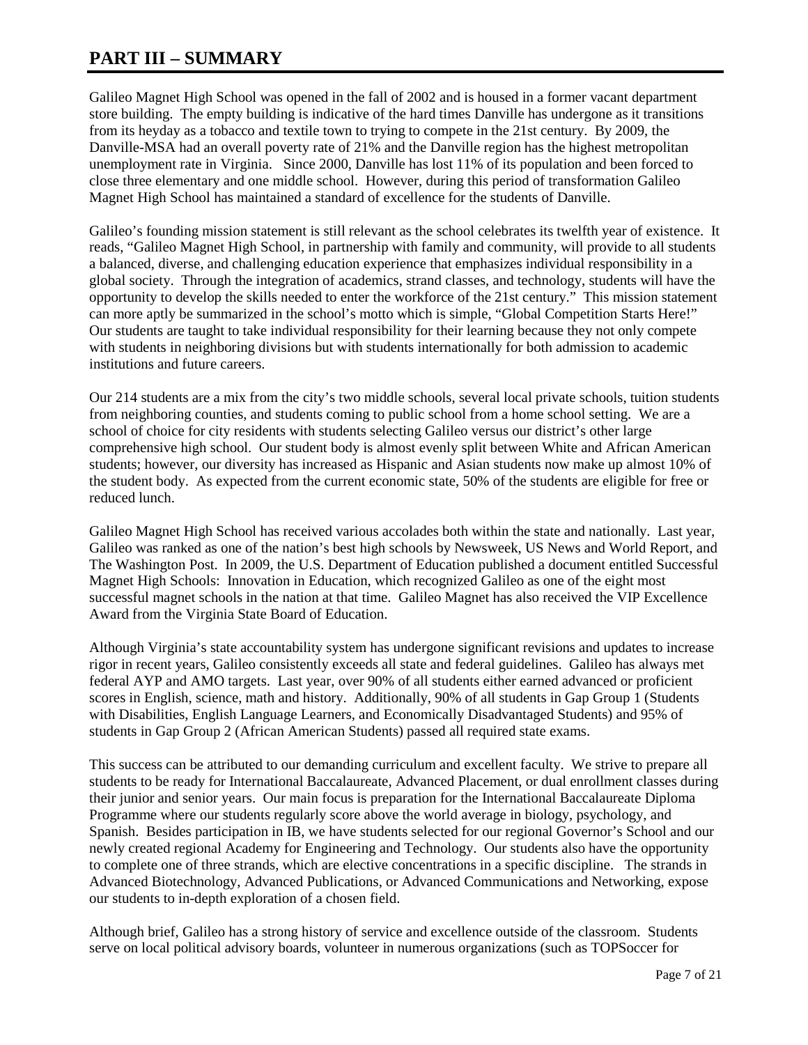# PART III – SUMMARY

Galileo Magnet High School was opened in the fall of 2002 and is housed in a former vacant department store building. The empty building is indicative of the hard times Danville has undergone as it transitions from its heyday as a tobacco and textile town to trying to compete in the 21st century. By 2009, the Danville-MSA had an overall poverty rate of 21% and the Danville region has the highest metropolitan unemployment rate in Virginia. Since 2000, Danville has lost 11% of its population and been forced to close three elementary and one middle school. However, during this period of transformation Galileo Magnet High School has maintained a standard of excellence for the students of Danville.

Galileo's founding mission statement is still relevant as the school celebrates its twelfth year of existence. It reads, "Galileo Magnet High School, in partnership with family and community, will provide to all students a balanced, diverse, and challenging education experience that emphasizes individual responsibility in a global society. Through the integration of academics, strand classes, and technology, students will have the opportunity to develop the skills needed to enter the workforce of the 21st century." This mission statement can more aptly be summarized in the school's motto which is simple, "Global Competition Starts Here!" Our students are taught to take individual responsibility for their learning because they not only compete with students in neighboring divisions but with students internationally for both admission to academic institutions and future careers.

Our 214 students are a mix from the city's two middle schools, several local private schools, tuition students from neighboring counties, and students coming to public school from a home school setting. We are a school of choice for city residents with students selecting Galileo versus our district's other large comprehensive high school. Our student body is almost evenly split between White and African American students; however, our diversity has increased as Hispanic and Asian students now make up almost 10% of the student body. As expected from the current economic state, 50% of the students are eligible for free or reduced lunch.

Galileo Magnet High School has received various accolades both within the state and nationally. Last year, Galileo was ranked as one of the nation's best high schools by Newsweek, US News and World Report, and The Washington Post. In 2009, the U.S. Department of Education published a document entitled Successful Magnet High Schools: Innovation in Education, which recognized Galileo as one of the eight most successful magnet schools in the nation at that time. Galileo Magnet has also received the VIP Excellence Award from the Virginia State Board of Education.

Although Virginia's state accountability system has undergone significant revisions and updates to increase rigor in recent years, Galileo consistently exceeds all state and federal guidelines. Galileo has always met federal AYP and AMO targets. Last year, over 90% of all students either earned advanced or proficient scores in English, science, math and history. Additionally, 90% of all students in Gap Group 1 (Students with Disabilities, English Language Learners, and Economically Disadvantaged Students) and 95% of students in Gap Group 2 (African American Students) passed all required state exams.

This success can be attributed to our demanding curriculum and excellent faculty. We strive to prepare all students to be ready for International Baccalaureate, Advanced Placement, or dual enrollment classes during their junior and senior years. Our main focus is preparation for the International Baccalaureate Diploma Programme where our students regularly score above the world average in biology, psychology, and Spanish. Besides participation in IB, we have students selected for our regional Governor's School and our newly created regional Academy for Engineering and Technology. Our students also have the opportunity to complete one of three strands, which are elective concentrations in a specific discipline. The strands in Advanced Biotechnology, Advanced Publications, or Advanced Communications and Networking, expose our students to in-depth exploration of a chosen field.

Although brief, Galileo has a strong history of service and excellence outside of the classroom. Students serve on local political advisory boards, volunteer in numerous organizations (such as TOPSoccer for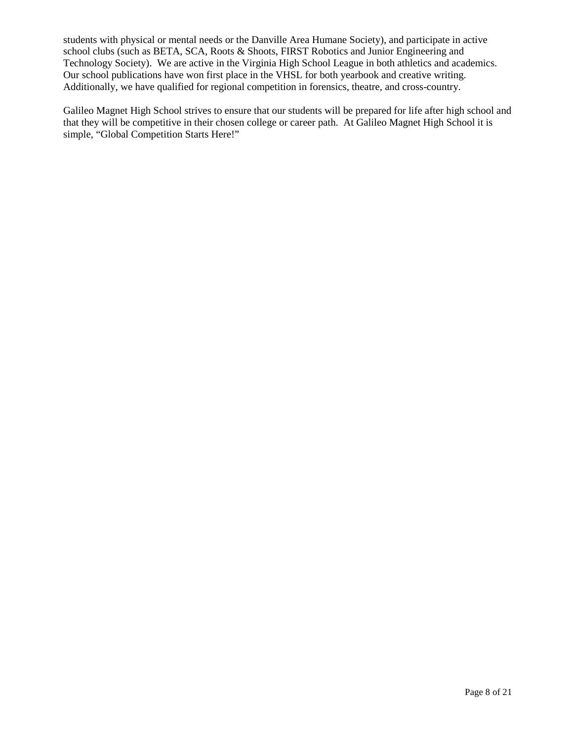students with physical or mental needs or the Danville Area Humane Society), and participate in active school clubs (such as BETA, SCA, Roots & Shoots, FIRST Robotics and Junior Engineering and Technology Society). We are active in the Virginia High School League in both athletics and academics. Our school publications have won first place in the VHSL for both yearbook and creative writing. Additionally, we have qualified for regional competition in forensics, theatre, and cross-country.

Galileo Magnet High School strives to ensure that our students will be prepared for life after high school and that they will be competitive in their chosen college or career path. At Galileo Magnet High School it is simple, “Global Competition Starts Here!”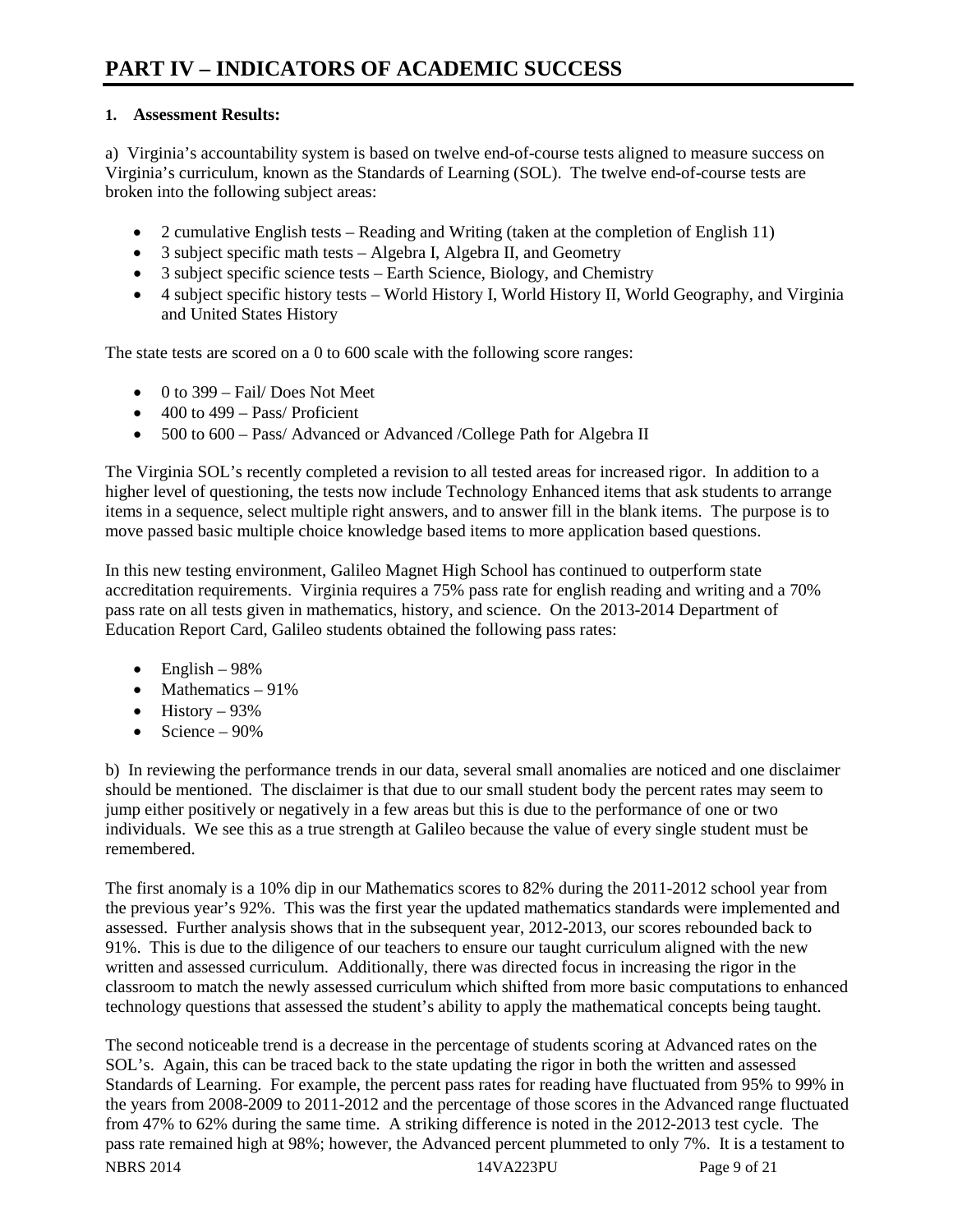# PART IV – INDICATORS OF ACADEMIC SUCCESS

**1. Assessment Results:**

a) Virginia's accountability system is based on twelve end-of-course tests aligned to measure success on Virginia's curriculum, known as the Standards of Learning (SOL). The twelve end-of-course tests are broken into the following subject areas:

- 2 cumulative English tests – Reading and Writing (taken at the completion of English 11)
- 3 subject specific math tests – Algebra I, Algebra II, and Geometry
- 3 subject specific science tests – Earth Science, Biology, and Chemistry
- 4 subject specific history tests – World History I, World History II, World Geography, and Virginia and United States History

The state tests are scored on a 0 to 600 scale with the following score ranges:

- 0 to 399 – Fail/ Does Not Meet
- 400 to 499 – Pass/ Proficient
- 500 to 600 – Pass/ Advanced or Advanced /College Path for Algebra II

The Virginia SOL's recently completed a revision to all tested areas for increased rigor. In addition to a higher level of questioning, the tests now include Technology Enhanced items that ask students to arrange items in a sequence, select multiple right answers, and to answer fill in the blank items. The purpose is to move passed basic multiple choice knowledge based items to more application based questions.

In this new testing environment, Galileo Magnet High School has continued to outperform state accreditation requirements. Virginia requires a 75% pass rate for english reading and writing and a 70% pass rate on all tests given in mathematics, history, and science. On the 2013-2014 Department of Education Report Card, Galileo students obtained the following pass rates:

- English – 98%
- Mathematics – 91%
- History – 93%
- Science – 90%

b) In reviewing the performance trends in our data, several small anomalies are noticed and one disclaimer should be mentioned. The disclaimer is that due to our small student body the percent rates may seem to jump either positively or negatively in a few areas but this is due to the performance of one or two individuals. We see this as a true strength at Galileo because the value of every single student must be remembered.

The first anomaly is a 10% dip in our Mathematics scores to 82% during the 2011-2012 school year from the previous year's 92%. This was the first year the updated mathematics standards were implemented and assessed. Further analysis shows that in the subsequent year, 2012-2013, our scores rebounded back to 91%. This is due to the diligence of our teachers to ensure our taught curriculum aligned with the new written and assessed curriculum. Additionally, there was directed focus in increasing the rigor in the classroom to match the newly assessed curriculum which shifted from more basic computations to enhanced technology questions that assessed the student's ability to apply the mathematical concepts being taught.

The second noticeable trend is a decrease in the percentage of students scoring at Advanced rates on the SOL's. Again, this can be traced back to the state updating the rigor in both the written and assessed Standards of Learning. For example, the percent pass rates for reading have fluctuated from 95% to 99% in the years from 2008-2009 to 2011-2012 and the percentage of those scores in the Advanced range fluctuated from 47% to 62% during the same time. A striking difference is noted in the 2012-2013 test cycle. The pass rate remained high at 98%; however, the Advanced percent plummeted to only 7%. It is a testament to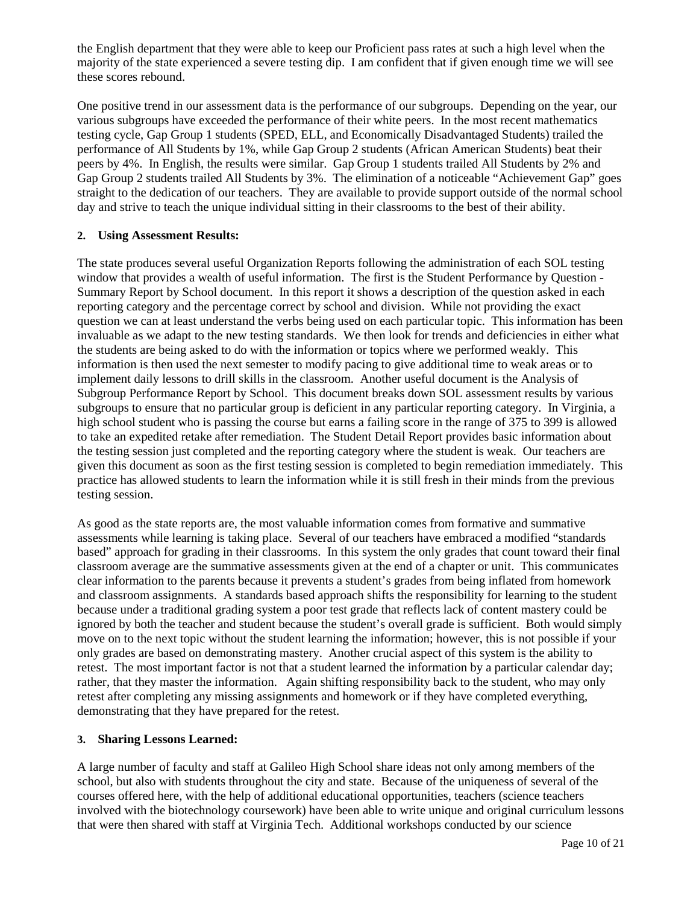the English department that they were able to keep our Proficient pass rates at such a high level when the majority of the state experienced a severe testing dip. I am confident that if given enough time we will see these scores rebound.

One positive trend in our assessment data is the performance of our subgroups. Depending on the year, our various subgroups have exceeded the performance of their white peers. In the most recent mathematics testing cycle, Gap Group 1 students (SPED, ELL, and Economically Disadvantaged Students) trailed the performance of All Students by 1%, while Gap Group 2 students (African American Students) beat their peers by 4%. In English, the results were similar. Gap Group 1 students trailed All Students by 2% and Gap Group 2 students trailed All Students by 3%. The elimination of a noticeable "Achievement Gap" goes straight to the dedication of our teachers. They are available to provide support outside of the normal school day and strive to teach the unique individual sitting in their classrooms to the best of their ability.

**2. Using Assessment Results:**

The state produces several useful Organization Reports following the administration of each SOL testing window that provides a wealth of useful information. The first is the Student Performance by Question - Summary Report by School document. In this report it shows a description of the question asked in each reporting category and the percentage correct by school and division. While not providing the exact question we can at least understand the verbs being used on each particular topic. This information has been invaluable as we adapt to the new testing standards. We then look for trends and deficiencies in either what the students are being asked to do with the information or topics where we performed weakly. This information is then used the next semester to modify pacing to give additional time to weak areas or to implement daily lessons to drill skills in the classroom. Another useful document is the Analysis of Subgroup Performance Report by School. This document breaks down SOL assessment results by various subgroups to ensure that no particular group is deficient in any particular reporting category. In Virginia, a high school student who is passing the course but earns a failing score in the range of 375 to 399 is allowed to take an expedited retake after remediation. The Student Detail Report provides basic information about the testing session just completed and the reporting category where the student is weak. Our teachers are given this document as soon as the first testing session is completed to begin remediation immediately. This practice has allowed students to learn the information while it is still fresh in their minds from the previous testing session.

As good as the state reports are, the most valuable information comes from formative and summative assessments while learning is taking place. Several of our teachers have embraced a modified "standards based" approach for grading in their classrooms. In this system the only grades that count toward their final classroom average are the summative assessments given at the end of a chapter or unit. This communicates clear information to the parents because it prevents a student's grades from being inflated from homework and classroom assignments. A standards based approach shifts the responsibility for learning to the student because under a traditional grading system a poor test grade that reflects lack of content mastery could be ignored by both the teacher and student because the student's overall grade is sufficient. Both would simply move on to the next topic without the student learning the information; however, this is not possible if your only grades are based on demonstrating mastery. Another crucial aspect of this system is the ability to retest. The most important factor is not that a student learned the information by a particular calendar day; rather, that they master the information. Again shifting responsibility back to the student, who may only retest after completing any missing assignments and homework or if they have completed everything, demonstrating that they have prepared for the retest.

**3. Sharing Lessons Learned:**

A large number of faculty and staff at Galileo High School share ideas not only among members of the school, but also with students throughout the city and state. Because of the uniqueness of several of the courses offered here, with the help of additional educational opportunities, teachers (science teachers involved with the biotechnology coursework) have been able to write unique and original curriculum lessons that were then shared with staff at Virginia Tech. Additional workshops conducted by our science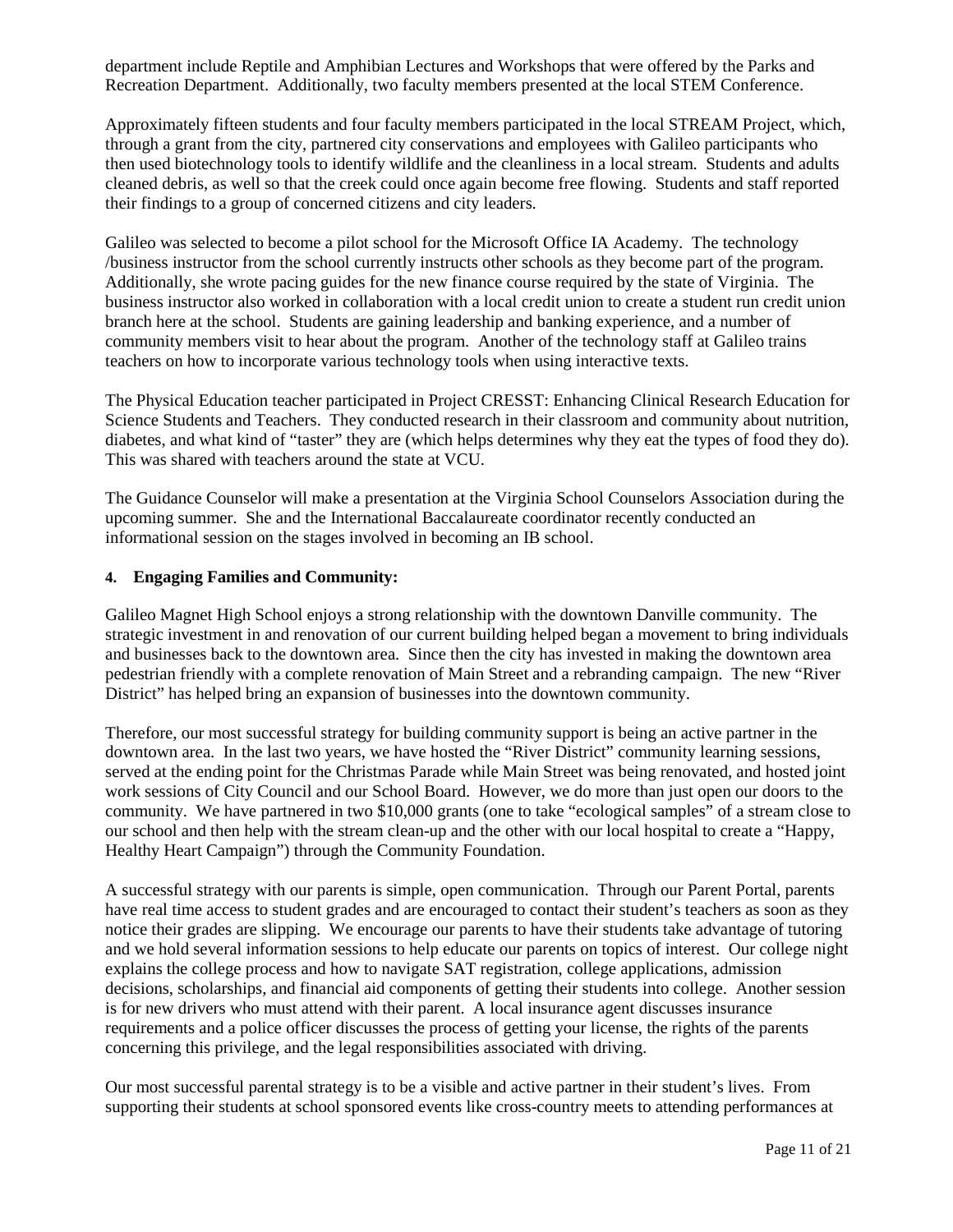department include Reptile and Amphibian Lectures and Workshops that were offered by the Parks and Recreation Department. Additionally, two faculty members presented at the local STEM Conference.

Approximately fifteen students and four faculty members participated in the local STREAM Project, which, through a grant from the city, partnered city conservations and employees with Galileo participants who then used biotechnology tools to identify wildlife and the cleanliness in a local stream. Students and adults cleaned debris, as well so that the creek could once again become free flowing. Students and staff reported their findings to a group of concerned citizens and city leaders.

Galileo was selected to become a pilot school for the Microsoft Office IA Academy. The technology /business instructor from the school currently instructs other schools as they become part of the program. Additionally, she wrote pacing guides for the new finance course required by the state of Virginia. The business instructor also worked in collaboration with a local credit union to create a student run credit union branch here at the school. Students are gaining leadership and banking experience, and a number of community members visit to hear about the program. Another of the technology staff at Galileo trains teachers on how to incorporate various technology tools when using interactive texts.

The Physical Education teacher participated in Project CRESST: Enhancing Clinical Research Education for Science Students and Teachers. They conducted research in their classroom and community about nutrition, diabetes, and what kind of "taster" they are (which helps determines why they eat the types of food they do). This was shared with teachers around the state at VCU.

The Guidance Counselor will make a presentation at the Virginia School Counselors Association during the upcoming summer. She and the International Baccalaureate coordinator recently conducted an informational session on the stages involved in becoming an IB school.

**4. Engaging Families and Community:**

Galileo Magnet High School enjoys a strong relationship with the downtown Danville community. The strategic investment in and renovation of our current building helped began a movement to bring individuals and businesses back to the downtown area. Since then the city has invested in making the downtown area pedestrian friendly with a complete renovation of Main Street and a rebranding campaign. The new "River District" has helped bring an expansion of businesses into the downtown community.

Therefore, our most successful strategy for building community support is being an active partner in the downtown area. In the last two years, we have hosted the "River District" community learning sessions, served at the ending point for the Christmas Parade while Main Street was being renovated, and hosted joint work sessions of City Council and our School Board. However, we do more than just open our doors to the community. We have partnered in two $10,000 grants (one to take "ecological samples" of a stream close to our school and then help with the stream clean-up and the other with our local hospital to create a "Happy, Healthy Heart Campaign") through the Community Foundation.

A successful strategy with our parents is simple, open communication. Through our Parent Portal, parents have real time access to student grades and are encouraged to contact their student's teachers as soon as they notice their grades are slipping. We encourage our parents to have their students take advantage of tutoring and we hold several information sessions to help educate our parents on topics of interest. Our college night explains the college process and how to navigate SAT registration, college applications, admission decisions, scholarships, and financial aid components of getting their students into college. Another session is for new drivers who must attend with their parent. A local insurance agent discusses insurance requirements and a police officer discusses the process of getting your license, the rights of the parents concerning this privilege, and the legal responsibilities associated with driving.

Our most successful parental strategy is to be a visible and active partner in their student's lives. From supporting their students at school sponsored events like cross-country meets to attending performances at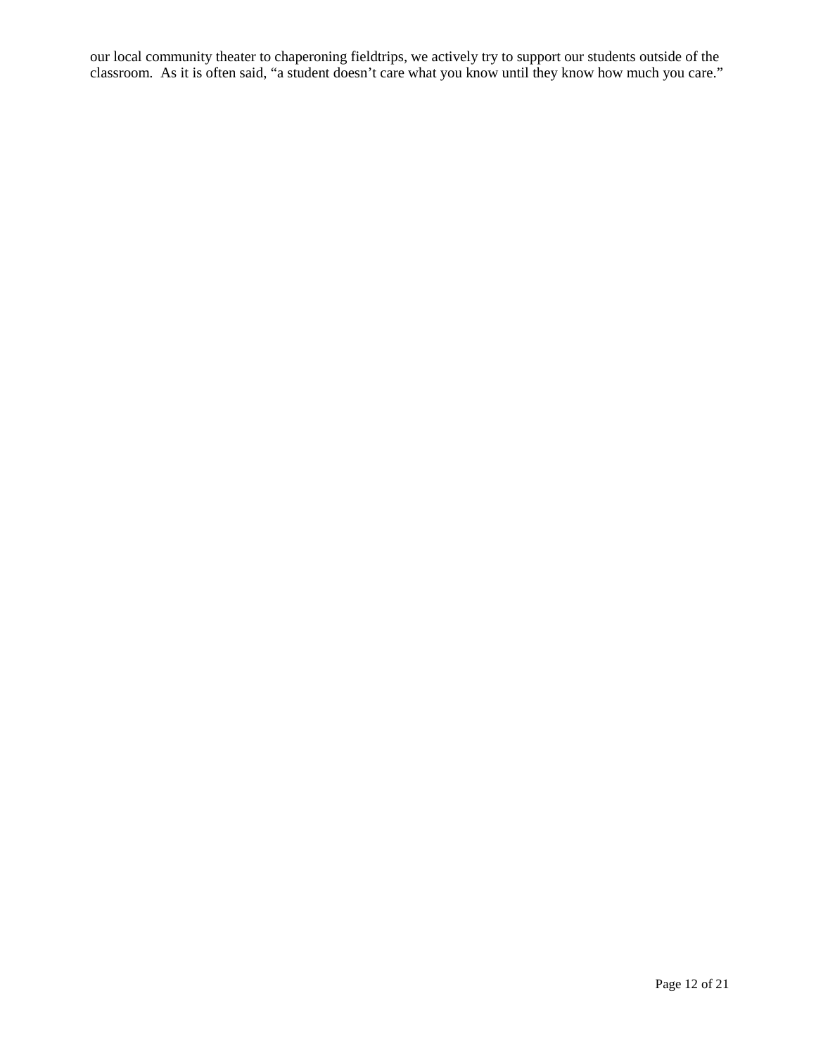our local community theater to chaperoning fieldtrips, we actively try to support our students outside of the classroom. As it is often said, "a student doesn't care what you know until they know how much you care."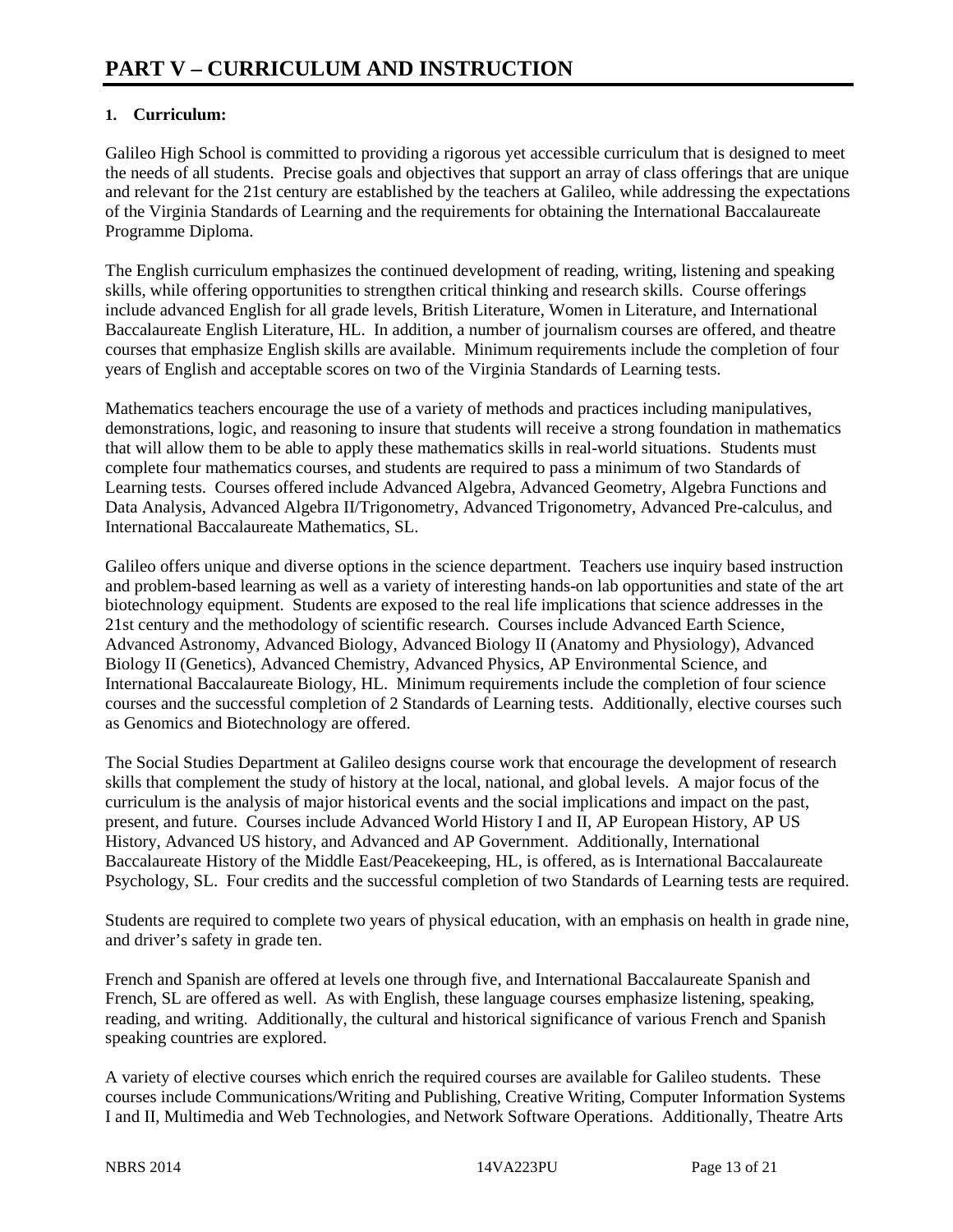# PART V – CURRICULUM AND INSTRUCTION

## 1. Curriculum:

Galileo High School is committed to providing a rigorous yet accessible curriculum that is designed to meet the needs of all students. Precise goals and objectives that support an array of class offerings that are unique and relevant for the 21st century are established by the teachers at Galileo, while addressing the expectations of the Virginia Standards of Learning and the requirements for obtaining the International Baccalaureate Programme Diploma.

The English curriculum emphasizes the continued development of reading, writing, listening and speaking skills, while offering opportunities to strengthen critical thinking and research skills. Course offerings include advanced English for all grade levels, British Literature, Women in Literature, and International Baccalaureate English Literature, HL. In addition, a number of journalism courses are offered, and theatre courses that emphasize English skills are available. Minimum requirements include the completion of four years of English and acceptable scores on two of the Virginia Standards of Learning tests.

Mathematics teachers encourage the use of a variety of methods and practices including manipulatives, demonstrations, logic, and reasoning to insure that students will receive a strong foundation in mathematics that will allow them to be able to apply these mathematics skills in real-world situations. Students must complete four mathematics courses, and students are required to pass a minimum of two Standards of Learning tests. Courses offered include Advanced Algebra, Advanced Geometry, Algebra Functions and Data Analysis, Advanced Algebra II/Trigonometry, Advanced Trigonometry, Advanced Pre-calculus, and International Baccalaureate Mathematics, SL.

Galileo offers unique and diverse options in the science department. Teachers use inquiry based instruction and problem-based learning as well as a variety of interesting hands-on lab opportunities and state of the art biotechnology equipment. Students are exposed to the real life implications that science addresses in the 21st century and the methodology of scientific research. Courses include Advanced Earth Science, Advanced Astronomy, Advanced Biology, Advanced Biology II (Anatomy and Physiology), Advanced Biology II (Genetics), Advanced Chemistry, Advanced Physics, AP Environmental Science, and International Baccalaureate Biology, HL. Minimum requirements include the completion of four science courses and the successful completion of 2 Standards of Learning tests. Additionally, elective courses such as Genomics and Biotechnology are offered.

The Social Studies Department at Galileo designs course work that encourage the development of research skills that complement the study of history at the local, national, and global levels. A major focus of the curriculum is the analysis of major historical events and the social implications and impact on the past, present, and future. Courses include Advanced World History I and II, AP European History, AP US History, Advanced US history, and Advanced and AP Government. Additionally, International Baccalaureate History of the Middle East/Peacekeeping, HL, is offered, as is International Baccalaureate Psychology, SL. Four credits and the successful completion of two Standards of Learning tests are required.

Students are required to complete two years of physical education, with an emphasis on health in grade nine, and driver's safety in grade ten.

French and Spanish are offered at levels one through five, and International Baccalaureate Spanish and French, SL are offered as well. As with English, these language courses emphasize listening, speaking, reading, and writing. Additionally, the cultural and historical significance of various French and Spanish speaking countries are explored.

A variety of elective courses which enrich the required courses are available for Galileo students. These courses include Communications/Writing and Publishing, Creative Writing, Computer Information Systems I and II, Multimedia and Web Technologies, and Network Software Operations. Additionally, Theatre Arts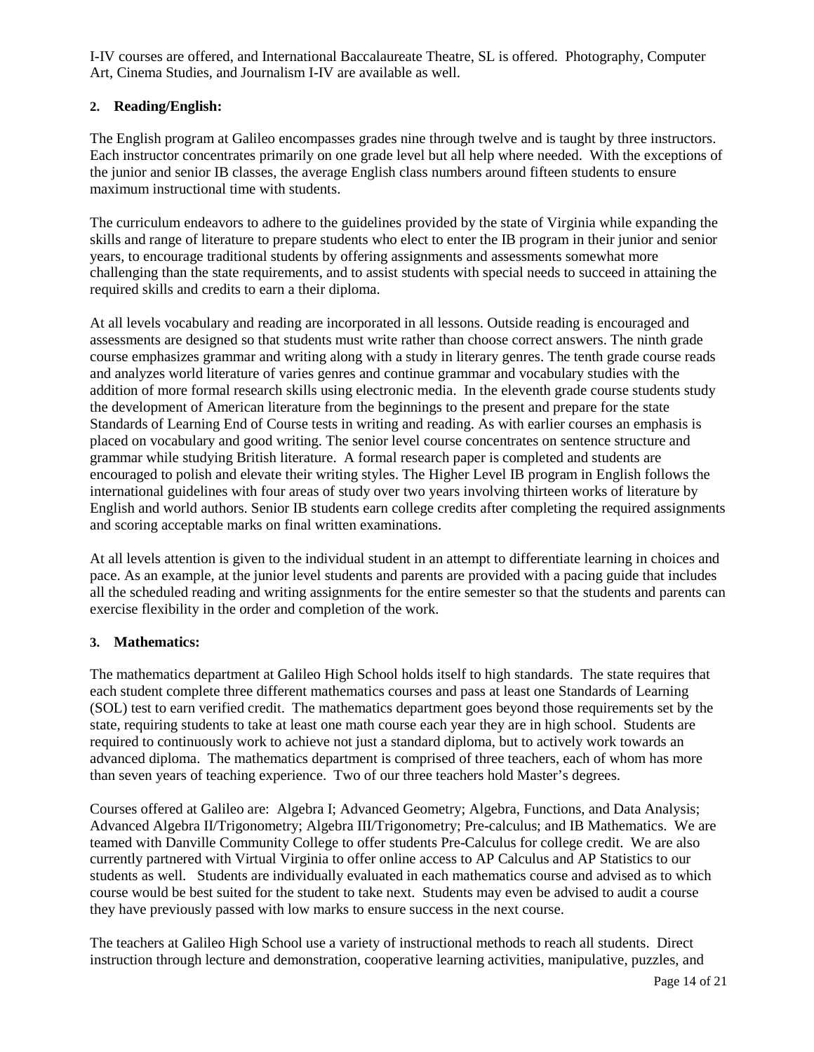I-IV courses are offered, and International Baccalaureate Theatre, SL is offered. Photography, Computer Art, Cinema Studies, and Journalism I-IV are available as well.

**2. Reading/English:**

The English program at Galileo encompasses grades nine through twelve and is taught by three instructors. Each instructor concentrates primarily on one grade level but all help where needed. With the exceptions of the junior and senior IB classes, the average English class numbers around fifteen students to ensure maximum instructional time with students.

The curriculum endeavors to adhere to the guidelines provided by the state of Virginia while expanding the skills and range of literature to prepare students who elect to enter the IB program in their junior and senior years, to encourage traditional students by offering assignments and assessments somewhat more challenging than the state requirements, and to assist students with special needs to succeed in attaining the required skills and credits to earn a their diploma.

At all levels vocabulary and reading are incorporated in all lessons. Outside reading is encouraged and assessments are designed so that students must write rather than choose correct answers. The ninth grade course emphasizes grammar and writing along with a study in literary genres. The tenth grade course reads and analyzes world literature of varies genres and continue grammar and vocabulary studies with the addition of more formal research skills using electronic media. In the eleventh grade course students study the development of American literature from the beginnings to the present and prepare for the state Standards of Learning End of Course tests in writing and reading. As with earlier courses an emphasis is placed on vocabulary and good writing. The senior level course concentrates on sentence structure and grammar while studying British literature. A formal research paper is completed and students are encouraged to polish and elevate their writing styles. The Higher Level IB program in English follows the international guidelines with four areas of study over two years involving thirteen works of literature by English and world authors. Senior IB students earn college credits after completing the required assignments and scoring acceptable marks on final written examinations.

At all levels attention is given to the individual student in an attempt to differentiate learning in choices and pace. As an example, at the junior level students and parents are provided with a pacing guide that includes all the scheduled reading and writing assignments for the entire semester so that the students and parents can exercise flexibility in the order and completion of the work.

**3. Mathematics:**

The mathematics department at Galileo High School holds itself to high standards. The state requires that each student complete three different mathematics courses and pass at least one Standards of Learning (SOL) test to earn verified credit. The mathematics department goes beyond those requirements set by the state, requiring students to take at least one math course each year they are in high school. Students are required to continuously work to achieve not just a standard diploma, but to actively work towards an advanced diploma. The mathematics department is comprised of three teachers, each of whom has more than seven years of teaching experience. Two of our three teachers hold Master's degrees.

Courses offered at Galileo are: Algebra I; Advanced Geometry; Algebra, Functions, and Data Analysis; Advanced Algebra II/Trigonometry; Algebra III/Trigonometry; Pre-calculus; and IB Mathematics. We are teamed with Danville Community College to offer students Pre-Calculus for college credit. We are also currently partnered with Virtual Virginia to offer online access to AP Calculus and AP Statistics to our students as well. Students are individually evaluated in each mathematics course and advised as to which course would be best suited for the student to take next. Students may even be advised to audit a course they have previously passed with low marks to ensure success in the next course.

The teachers at Galileo High School use a variety of instructional methods to reach all students. Direct instruction through lecture and demonstration, cooperative learning activities, manipulative, puzzles, and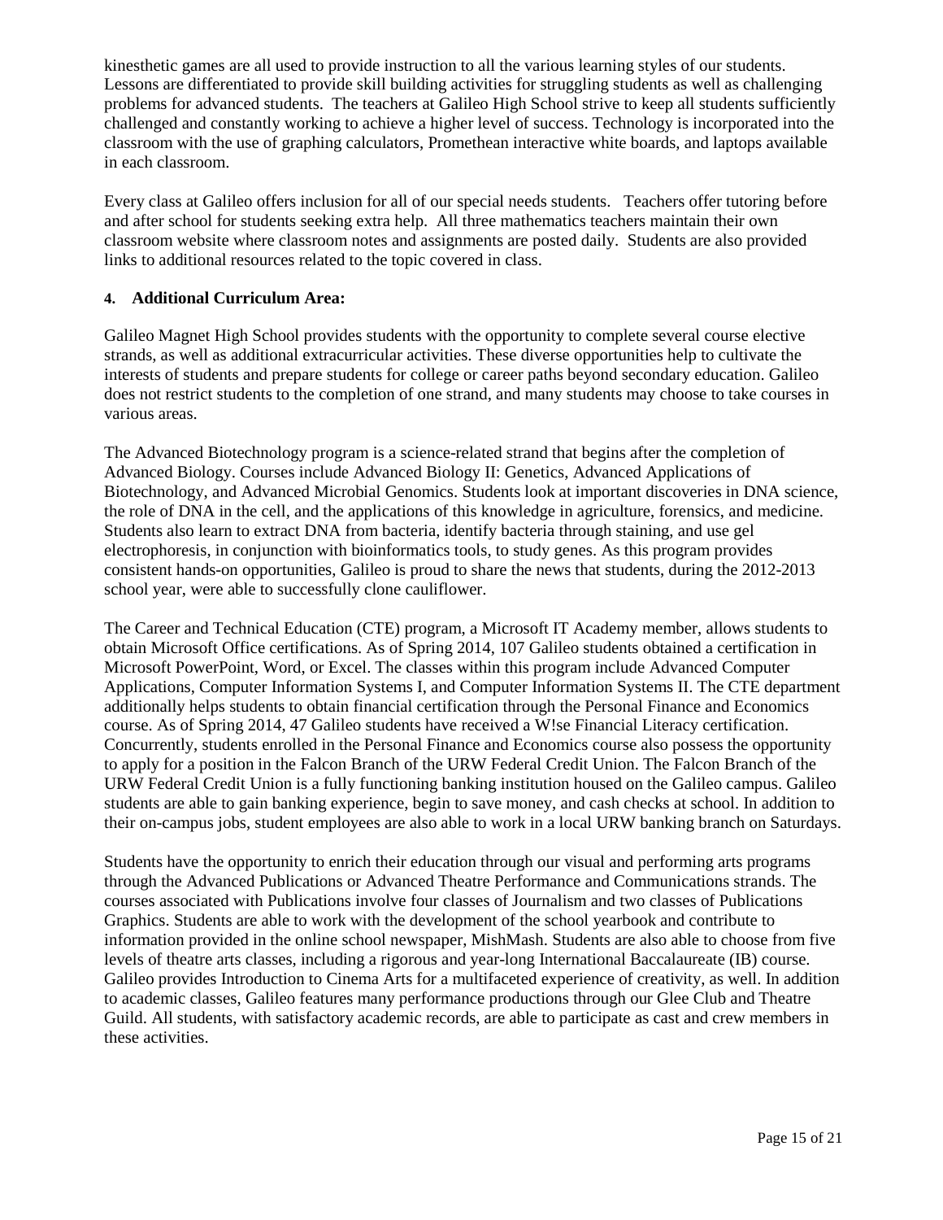kinesthetic games are all used to provide instruction to all the various learning styles of our students. Lessons are differentiated to provide skill building activities for struggling students as well as challenging problems for advanced students. The teachers at Galileo High School strive to keep all students sufficiently challenged and constantly working to achieve a higher level of success. Technology is incorporated into the classroom with the use of graphing calculators, Promethean interactive white boards, and laptops available in each classroom.

Every class at Galileo offers inclusion for all of our special needs students. Teachers offer tutoring before and after school for students seeking extra help. All three mathematics teachers maintain their own classroom website where classroom notes and assignments are posted daily. Students are also provided links to additional resources related to the topic covered in class.

#### 4. Additional Curriculum Area:

Galileo Magnet High School provides students with the opportunity to complete several course elective strands, as well as additional extracurricular activities. These diverse opportunities help to cultivate the interests of students and prepare students for college or career paths beyond secondary education. Galileo does not restrict students to the completion of one strand, and many students may choose to take courses in various areas.

The Advanced Biotechnology program is a science-related strand that begins after the completion of Advanced Biology. Courses include Advanced Biology II: Genetics, Advanced Applications of Biotechnology, and Advanced Microbial Genomics. Students look at important discoveries in DNA science, the role of DNA in the cell, and the applications of this knowledge in agriculture, forensics, and medicine. Students also learn to extract DNA from bacteria, identify bacteria through staining, and use gel electrophoresis, in conjunction with bioinformatics tools, to study genes. As this program provides consistent hands-on opportunities, Galileo is proud to share the news that students, during the 2012-2013 school year, were able to successfully clone cauliflower.

The Career and Technical Education (CTE) program, a Microsoft IT Academy member, allows students to obtain Microsoft Office certifications. As of Spring 2014, 107 Galileo students obtained a certification in Microsoft PowerPoint, Word, or Excel. The classes within this program include Advanced Computer Applications, Computer Information Systems I, and Computer Information Systems II. The CTE department additionally helps students to obtain financial certification through the Personal Finance and Economics course. As of Spring 2014, 47 Galileo students have received a W!se Financial Literacy certification. Concurrently, students enrolled in the Personal Finance and Economics course also possess the opportunity to apply for a position in the Falcon Branch of the URW Federal Credit Union. The Falcon Branch of the URW Federal Credit Union is a fully functioning banking institution housed on the Galileo campus. Galileo students are able to gain banking experience, begin to save money, and cash checks at school. In addition to their on-campus jobs, student employees are also able to work in a local URW banking branch on Saturdays.

Students have the opportunity to enrich their education through our visual and performing arts programs through the Advanced Publications or Advanced Theatre Performance and Communications strands. The courses associated with Publications involve four classes of Journalism and two classes of Publications Graphics. Students are able to work with the development of the school yearbook and contribute to information provided in the online school newspaper, MishMash. Students are also able to choose from five levels of theatre arts classes, including a rigorous and year-long International Baccalaureate (IB) course. Galileo provides Introduction to Cinema Arts for a multifaceted experience of creativity, as well. In addition to academic classes, Galileo features many performance productions through our Glee Club and Theatre Guild. All students, with satisfactory academic records, are able to participate as cast and crew members in these activities.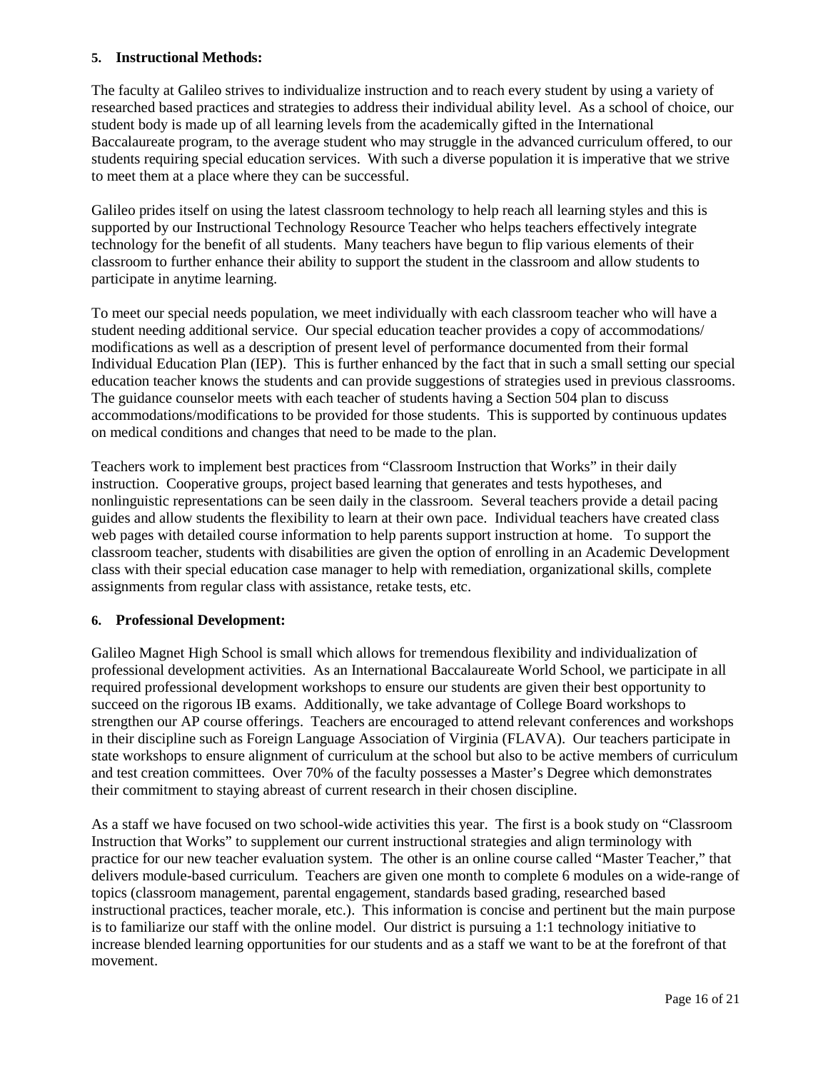**5. Instructional Methods:**

The faculty at Galileo strives to individualize instruction and to reach every student by using a variety of researched based practices and strategies to address their individual ability level. As a school of choice, our student body is made up of all learning levels from the academically gifted in the International Baccalaureate program, to the average student who may struggle in the advanced curriculum offered, to our students requiring special education services. With such a diverse population it is imperative that we strive to meet them at a place where they can be successful.

Galileo prides itself on using the latest classroom technology to help reach all learning styles and this is supported by our Instructional Technology Resource Teacher who helps teachers effectively integrate technology for the benefit of all students. Many teachers have begun to flip various elements of their classroom to further enhance their ability to support the student in the classroom and allow students to participate in anytime learning.

To meet our special needs population, we meet individually with each classroom teacher who will have a student needing additional service. Our special education teacher provides a copy of accommodations/ modifications as well as a description of present level of performance documented from their formal Individual Education Plan (IEP). This is further enhanced by the fact that in such a small setting our special education teacher knows the students and can provide suggestions of strategies used in previous classrooms. The guidance counselor meets with each teacher of students having a Section 504 plan to discuss accommodations/modifications to be provided for those students. This is supported by continuous updates on medical conditions and changes that need to be made to the plan.

Teachers work to implement best practices from "Classroom Instruction that Works" in their daily instruction. Cooperative groups, project based learning that generates and tests hypotheses, and nonlinguistic representations can be seen daily in the classroom. Several teachers provide a detail pacing guides and allow students the flexibility to learn at their own pace. Individual teachers have created class web pages with detailed course information to help parents support instruction at home. To support the classroom teacher, students with disabilities are given the option of enrolling in an Academic Development class with their special education case manager to help with remediation, organizational skills, complete assignments from regular class with assistance, retake tests, etc.

**6. Professional Development:**

Galileo Magnet High School is small which allows for tremendous flexibility and individualization of professional development activities. As an International Baccalaureate World School, we participate in all required professional development workshops to ensure our students are given their best opportunity to succeed on the rigorous IB exams. Additionally, we take advantage of College Board workshops to strengthen our AP course offerings. Teachers are encouraged to attend relevant conferences and workshops in their discipline such as Foreign Language Association of Virginia (FLAVA). Our teachers participate in state workshops to ensure alignment of curriculum at the school but also to be active members of curriculum and test creation committees. Over 70% of the faculty possesses a Master's Degree which demonstrates their commitment to staying abreast of current research in their chosen discipline.

As a staff we have focused on two school-wide activities this year. The first is a book study on "Classroom Instruction that Works" to supplement our current instructional strategies and align terminology with practice for our new teacher evaluation system. The other is an online course called "Master Teacher," that delivers module-based curriculum. Teachers are given one month to complete 6 modules on a wide-range of topics (classroom management, parental engagement, standards based grading, researched based instructional practices, teacher morale, etc.). This information is concise and pertinent but the main purpose is to familiarize our staff with the online model. Our district is pursuing a 1:1 technology initiative to increase blended learning opportunities for our students and as a staff we want to be at the forefront of that movement.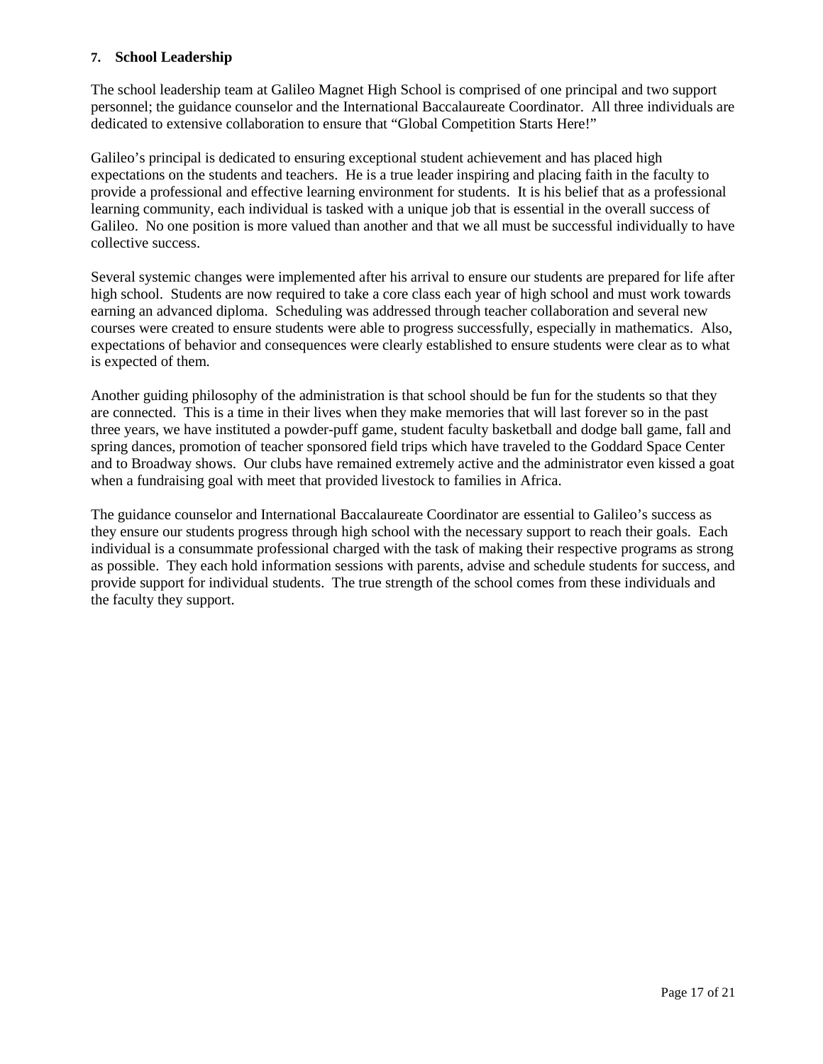**7. School Leadership**

The school leadership team at Galileo Magnet High School is comprised of one principal and two support personnel; the guidance counselor and the International Baccalaureate Coordinator. All three individuals are dedicated to extensive collaboration to ensure that "Global Competition Starts Here!"

Galileo's principal is dedicated to ensuring exceptional student achievement and has placed high expectations on the students and teachers. He is a true leader inspiring and placing faith in the faculty to provide a professional and effective learning environment for students. It is his belief that as a professional learning community, each individual is tasked with a unique job that is essential in the overall success of Galileo. No one position is more valued than another and that we all must be successful individually to have collective success.

Several systemic changes were implemented after his arrival to ensure our students are prepared for life after high school. Students are now required to take a core class each year of high school and must work towards earning an advanced diploma. Scheduling was addressed through teacher collaboration and several new courses were created to ensure students were able to progress successfully, especially in mathematics. Also, expectations of behavior and consequences were clearly established to ensure students were clear as to what is expected of them.

Another guiding philosophy of the administration is that school should be fun for the students so that they are connected. This is a time in their lives when they make memories that will last forever so in the past three years, we have instituted a powder-puff game, student faculty basketball and dodge ball game, fall and spring dances, promotion of teacher sponsored field trips which have traveled to the Goddard Space Center and to Broadway shows. Our clubs have remained extremely active and the administrator even kissed a goat when a fundraising goal with meet that provided livestock to families in Africa.

The guidance counselor and International Baccalaureate Coordinator are essential to Galileo's success as they ensure our students progress through high school with the necessary support to reach their goals. Each individual is a consummate professional charged with the task of making their respective programs as strong as possible. They each hold information sessions with parents, advise and schedule students for success, and provide support for individual students. The true strength of the school comes from these individuals and the faculty they support.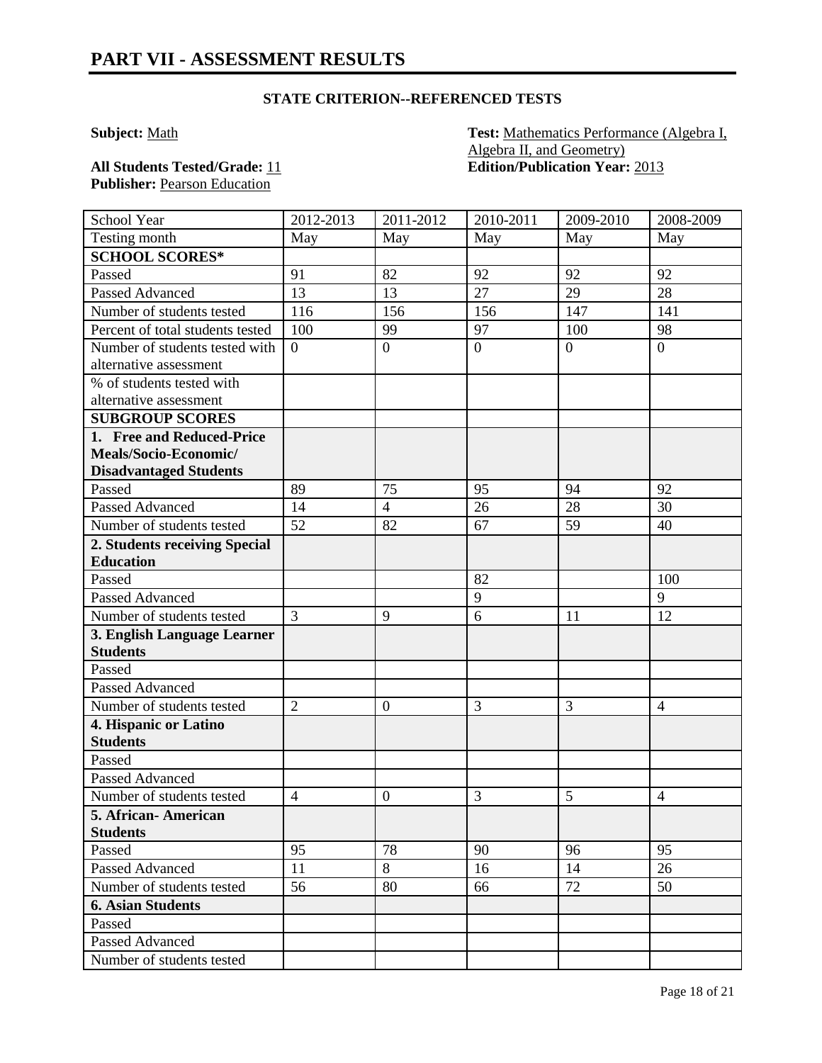# PART VII - ASSESSMENT RESULTS

## STATE CRITERION--REFERENCED TESTS

**Subject:** Math

**Test:** Mathematics Performance (Algebra I, Algebra II, and Geometry)

**All Students Tested/Grade:** 11

**Edition/Publication Year:** 2013

**Publisher:** Pearson Education

| School Year | 2012-2013 | 2011-2012 | 2010-2011 | 2009-2010 | 2008-2009 |
|---|---|---|---|---|---|
| Testing month | May | May | May | May | May |
| **SCHOOL SCORES*** | | | | | |
| Passed | 91 | 82 | 92 | 92 | 92 |
| Passed Advanced | 13 | 13 | 27 | 29 | 28 |
| Number of students tested | 116 | 156 | 156 | 147 | 141 |
| Percent of total students tested | 100 | 99 | 97 | 100 | 98 |
| Number of students tested with alternative assessment | 0 | 0 | 0 | 0 | 0 |
| % of students tested with alternative assessment | | | | | |
| **SUBGROUP SCORES** | | | | | |
| **1. Free and Reduced-Price Meals/Socio-Economic/ Disadvantaged Students** | | | | | |
| Passed | 89 | 75 | 95 | 94 | 92 |
| Passed Advanced | 14 | 4 | 26 | 28 | 30 |
| Number of students tested | 52 | 82 | 67 | 59 | 40 |
| **2. Students receiving Special Education** | | | | | |
| Passed | | | 82 | | 100 |
| Passed Advanced | | | 9 | | 9 |
| Number of students tested | 3 | 9 | 6 | 11 | 12 |
| **3. English Language Learner Students** | | | | | |
| Passed | | | | | |
| Passed Advanced | | | | | |
| Number of students tested | 2 | 0 | 3 | 3 | 4 |
| **4. Hispanic or Latino Students** | | | | | |
| Passed | | | | | |
| Passed Advanced | | | | | |
| Number of students tested | 4 | 0 | 3 | 5 | 4 |
| **5. African- American Students** | | | | | |
| Passed | 95 | 78 | 90 | 96 | 95 |
| Passed Advanced | 11 | 8 | 16 | 14 | 26 |
| Number of students tested | 56 | 80 | 66 | 72 | 50 |
| **6. Asian Students** | | | | | |
| Passed | | | | | |
| Passed Advanced | | | | | |
| Number of students tested | | | | | |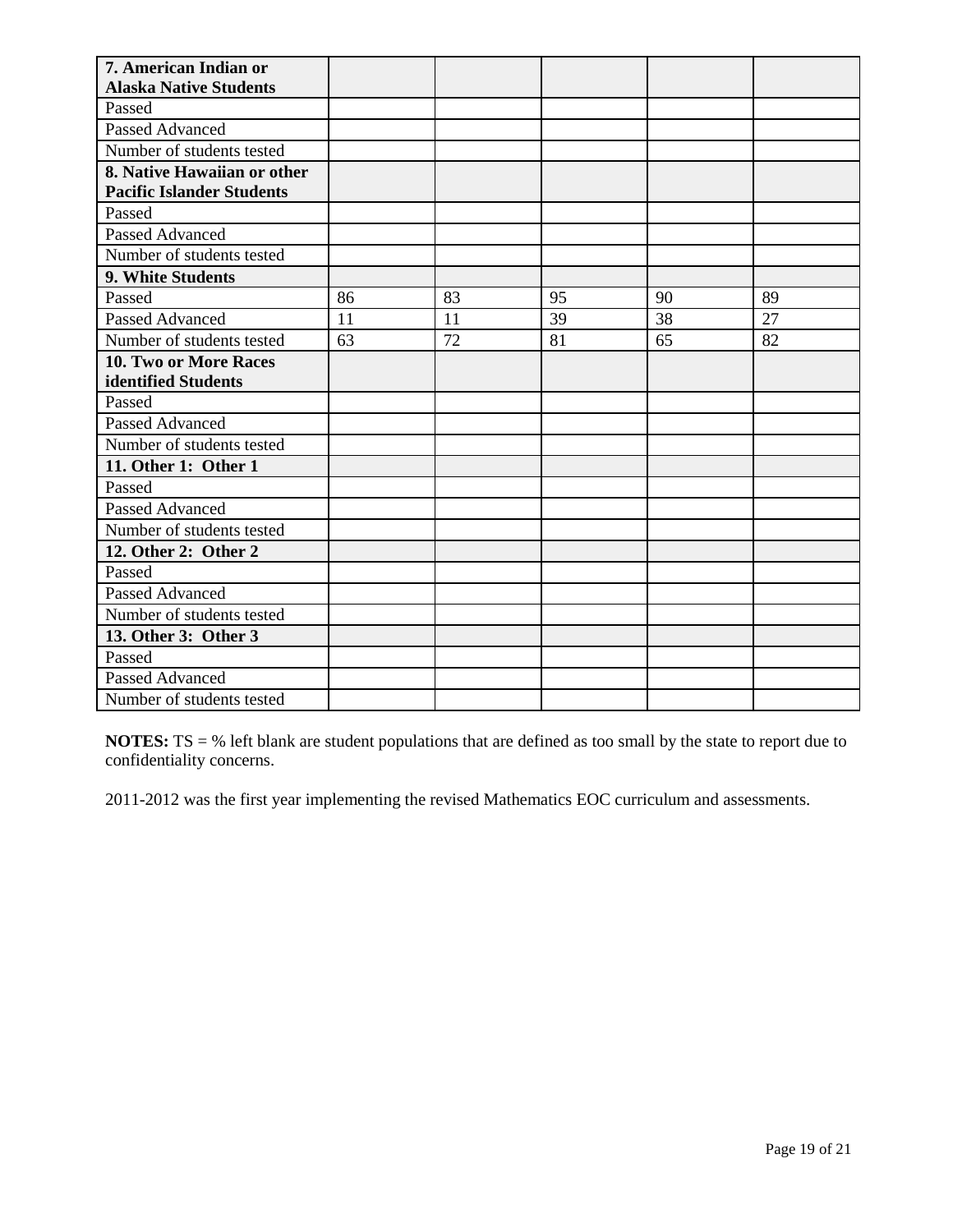| 7. American Indian or Alaska Native Students | | | | | |
|---|---|---|---|---|---|
| Passed | | | | | |
| Passed Advanced | | | | | |
| Number of students tested | | | | | |
| **8. Native Hawaiian or other Pacific Islander Students** | | | | | |
| Passed | | | | | |
| Passed Advanced | | | | | |
| Number of students tested | | | | | |
| **9. White Students** | | | | | |
| Passed | 86 | 83 | 95 | 90 | 89 |
| Passed Advanced | 11 | 11 | 39 | 38 | 27 |
| Number of students tested | 63 | 72 | 81 | 65 | 82 |
| **10. Two or More Races identified Students** | | | | | |
| Passed | | | | | |
| Passed Advanced | | | | | |
| Number of students tested | | | | | |
| **11. Other 1: Other 1** | | | | | |
| Passed | | | | | |
| Passed Advanced | | | | | |
| Number of students tested | | | | | |
| **12. Other 2: Other 2** | | | | | |
| Passed | | | | | |
| Passed Advanced | | | | | |
| Number of students tested | | | | | |
| **13. Other 3: Other 3** | | | | | |
| Passed | | | | | |
| Passed Advanced | | | | | |
| Number of students tested | | | | | |

**NOTES:** TS = % left blank are student populations that are defined as too small by the state to report due to confidentiality concerns.

2011-2012 was the first year implementing the revised Mathematics EOC curriculum and assessments.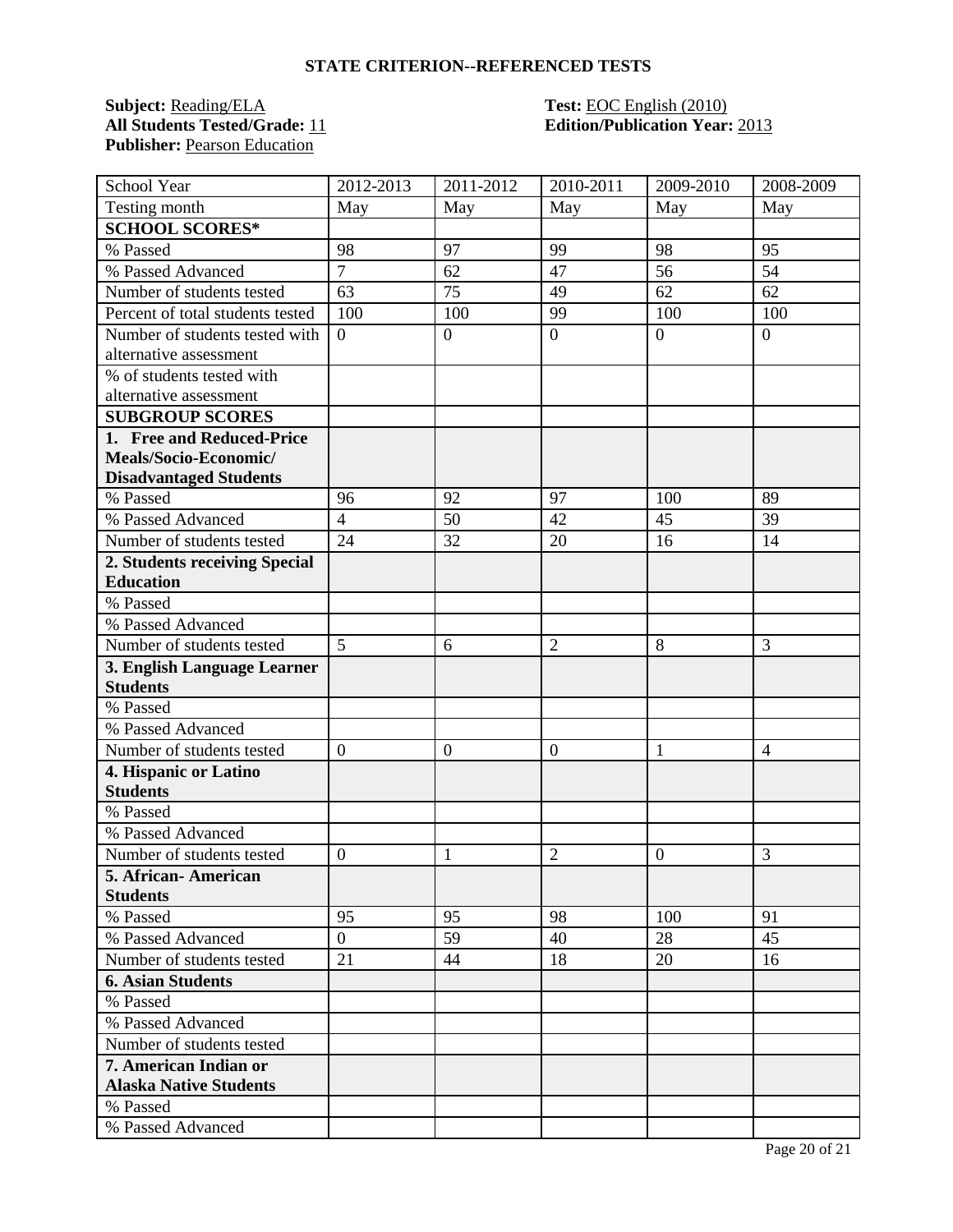## STATE CRITERION--REFERENCED TESTS

**Subject:** Reading/ELA
**All Students Tested/Grade:** 11
**Publisher:** Pearson Education

**Test:** EOC English (2010)
**Edition/Publication Year:** 2013

| School Year | 2012-2013 | 2011-2012 | 2010-2011 | 2009-2010 | 2008-2009 |
|---|---|---|---|---|---|
| Testing month | May | May | May | May | May |
| **SCHOOL SCORES*** | | | | | |
| % Passed | 98 | 97 | 99 | 98 | 95 |
| % Passed Advanced | 7 | 62 | 47 | 56 | 54 |
| Number of students tested | 63 | 75 | 49 | 62 | 62 |
| Percent of total students tested | 100 | 100 | 99 | 100 | 100 |
| Number of students tested with alternative assessment | 0 | 0 | 0 | 0 | 0 |
| % of students tested with alternative assessment | | | | | |
| **SUBGROUP SCORES** | | | | | |
| **1. Free and Reduced-Price Meals/Socio-Economic/ Disadvantaged Students** | | | | | |
| % Passed | 96 | 92 | 97 | 100 | 89 |
| % Passed Advanced | 4 | 50 | 42 | 45 | 39 |
| Number of students tested | 24 | 32 | 20 | 16 | 14 |
| **2. Students receiving Special Education** | | | | | |
| % Passed | | | | | |
| % Passed Advanced | | | | | |
| Number of students tested | 5 | 6 | 2 | 8 | 3 |
| **3. English Language Learner Students** | | | | | |
| % Passed | | | | | |
| % Passed Advanced | | | | | |
| Number of students tested | 0 | 0 | 0 | 1 | 4 |
| **4. Hispanic or Latino Students** | | | | | |
| % Passed | | | | | |
| % Passed Advanced | | | | | |
| Number of students tested | 0 | 1 | 2 | 0 | 3 |
| **5. African- American Students** | | | | | |
| % Passed | 95 | 95 | 98 | 100 | 91 |
| % Passed Advanced | 0 | 59 | 40 | 28 | 45 |
| Number of students tested | 21 | 44 | 18 | 20 | 16 |
| **6. Asian Students** | | | | | |
| % Passed | | | | | |
| % Passed Advanced | | | | | |
| Number of students tested | | | | | |
| **7. American Indian or Alaska Native Students** | | | | | |
| % Passed | | | | | |
| % Passed Advanced | | | | | |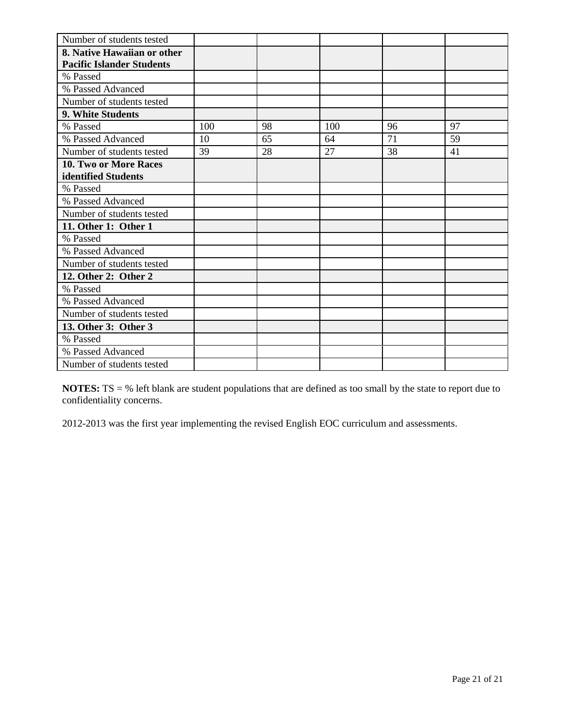| | | | | | |
|---|---|---|---|---|---|
| Number of students tested | | | | | |
| **8. Native Hawaiian or other Pacific Islander Students** | | | | | |
| % Passed | | | | | |
| % Passed Advanced | | | | | |
| Number of students tested | | | | | |
| **9. White Students** | | | | | |
| % Passed | 100 | 98 | 100 | 96 | 97 |
| % Passed Advanced | 10 | 65 | 64 | 71 | 59 |
| Number of students tested | 39 | 28 | 27 | 38 | 41 |
| **10. Two or More Races identified Students** | | | | | |
| % Passed | | | | | |
| % Passed Advanced | | | | | |
| Number of students tested | | | | | |
| **11. Other 1: Other 1** | | | | | |
| % Passed | | | | | |
| % Passed Advanced | | | | | |
| Number of students tested | | | | | |
| **12. Other 2: Other 2** | | | | | |
| % Passed | | | | | |
| % Passed Advanced | | | | | |
| Number of students tested | | | | | |
| **13. Other 3: Other 3** | | | | | |
| % Passed | | | | | |
| % Passed Advanced | | | | | |
| Number of students tested | | | | | |

**NOTES:** TS = % left blank are student populations that are defined as too small by the state to report due to confidentiality concerns.

2012-2013 was the first year implementing the revised English EOC curriculum and assessments.